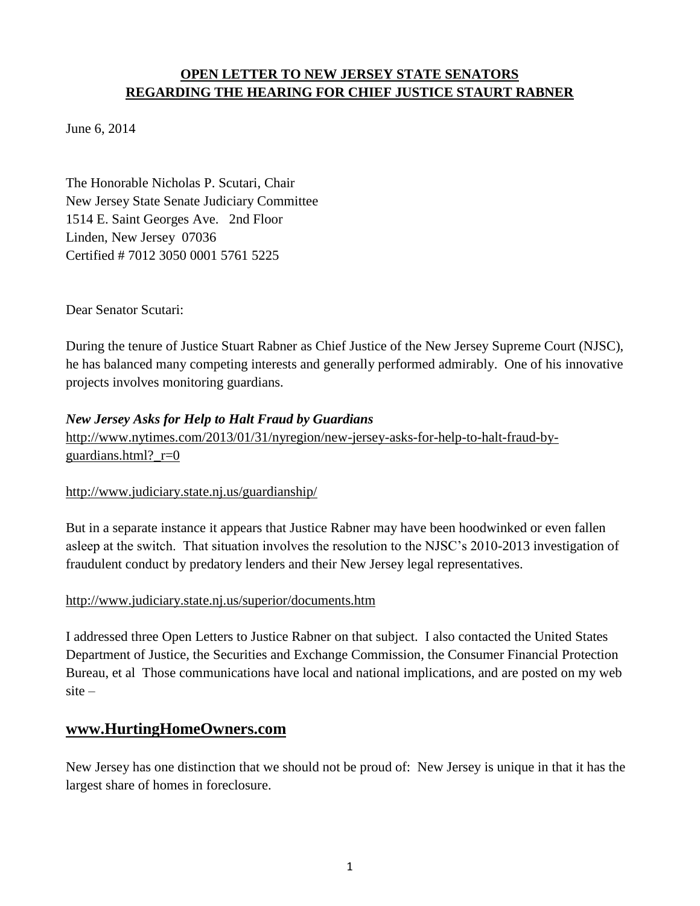**OPEN LETTER TO NEW JERSEY STATE SENATORS**
**REGARDING THE HEARING FOR CHIEF JUSTICE STAURT RABNER**

June 6, 2014

The Honorable Nicholas P. Scutari, Chair
New Jersey State Senate Judiciary Committee
1514 E. Saint Georges Ave. 2nd Floor
Linden, New Jersey 07036
Certified # 7012 3050 0001 5761 5225

Dear Senator Scutari:

During the tenure of Justice Stuart Rabner as Chief Justice of the New Jersey Supreme Court (NJSC), he has balanced many competing interests and generally performed admirably. One of his innovative projects involves monitoring guardians.

***New Jersey Asks for Help to Halt Fraud by Guardians***
http://www.nytimes.com/2013/01/31/nyregion/new-jersey-asks-for-help-to-halt-fraud-by-guardians.html?_r=0

http://www.judiciary.state.nj.us/guardianship/

But in a separate instance it appears that Justice Rabner may have been hoodwinked or even fallen asleep at the switch. That situation involves the resolution to the NJSC's 2010-2013 investigation of fraudulent conduct by predatory lenders and their New Jersey legal representatives.

http://www.judiciary.state.nj.us/superior/documents.htm

I addressed three Open Letters to Justice Rabner on that subject. I also contacted the United States Department of Justice, the Securities and Exchange Commission, the Consumer Financial Protection Bureau, et al Those communications have local and national implications, and are posted on my web site –

## www.HurtingHomeOwners.com

New Jersey has one distinction that we should not be proud of: New Jersey is unique in that it has the largest share of homes in foreclosure.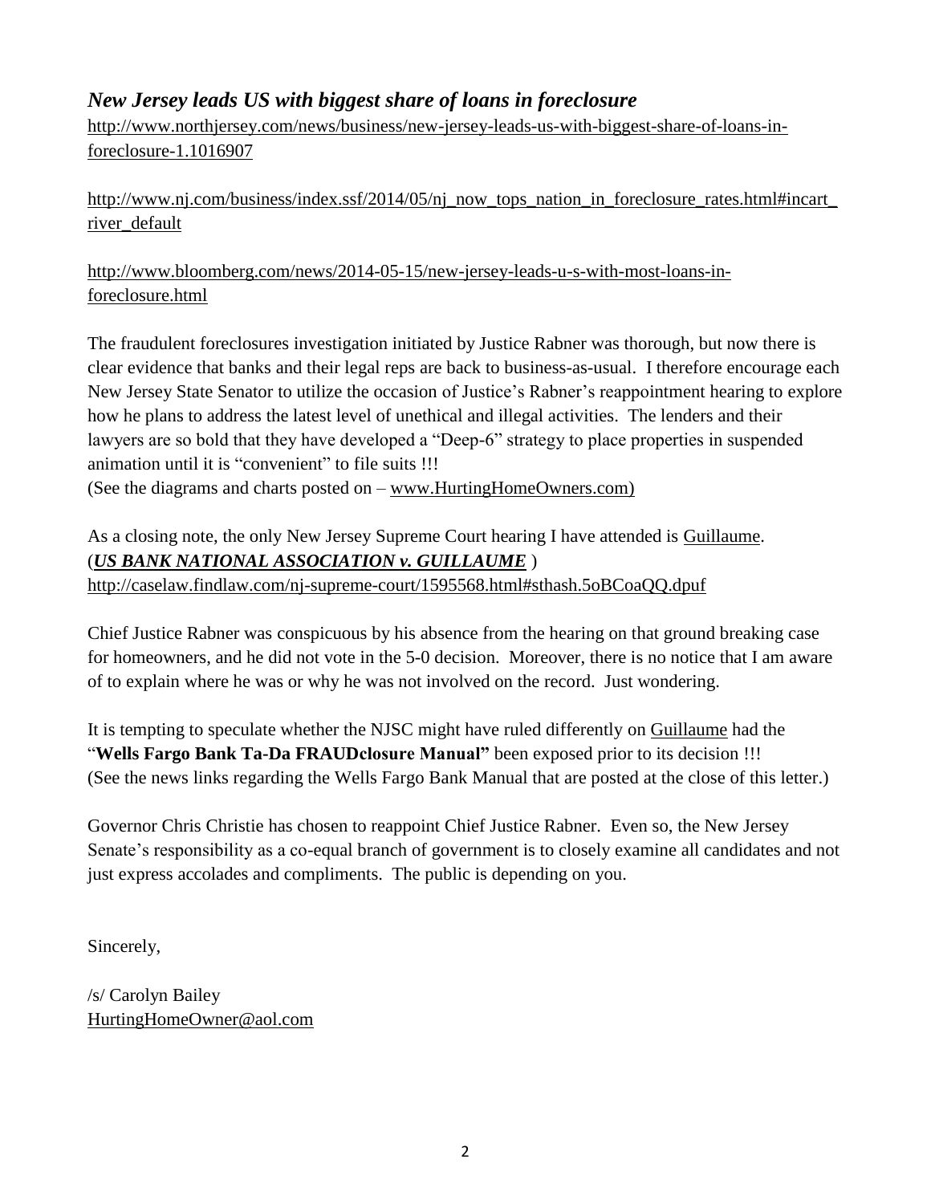### ***New Jersey leads US with biggest share of loans in foreclosure***

http://www.northjersey.com/news/business/new-jersey-leads-us-with-biggest-share-of-loans-in-foreclosure-1.1016907

http://www.nj.com/business/index.ssf/2014/05/nj_now_tops_nation_in_foreclosure_rates.html#incart_river_default

http://www.bloomberg.com/news/2014-05-15/new-jersey-leads-u-s-with-most-loans-in-foreclosure.html

The fraudulent foreclosures investigation initiated by Justice Rabner was thorough, but now there is clear evidence that banks and their legal reps are back to business-as-usual. I therefore encourage each New Jersey State Senator to utilize the occasion of Justice's Rabner's reappointment hearing to explore how he plans to address the latest level of unethical and illegal activities. The lenders and their lawyers are so bold that they have developed a "Deep-6" strategy to place properties in suspended animation until it is "convenient" to file suits !!!
(See the diagrams and charts posted on – www.HurtingHomeOwners.com)

As a closing note, the only New Jersey Supreme Court hearing I have attended is Guillaume.
(***US BANK NATIONAL ASSOCIATION v. GUILLAUME*** )
http://caselaw.findlaw.com/nj-supreme-court/1595568.html#sthash.5oBCoaQQ.dpuf

Chief Justice Rabner was conspicuous by his absence from the hearing on that ground breaking case for homeowners, and he did not vote in the 5-0 decision. Moreover, there is no notice that I am aware of to explain where he was or why he was not involved on the record. Just wondering.

It is tempting to speculate whether the NJSC might have ruled differently on Guillaume had the "**Wells Fargo Bank Ta-Da FRAUDclosure Manual"** been exposed prior to its decision !!!
(See the news links regarding the Wells Fargo Bank Manual that are posted at the close of this letter.)

Governor Chris Christie has chosen to reappoint Chief Justice Rabner. Even so, the New Jersey Senate's responsibility as a co-equal branch of government is to closely examine all candidates and not just express accolades and compliments. The public is depending on you.

Sincerely,

/s/ Carolyn Bailey
HurtingHomeOwner@aol.com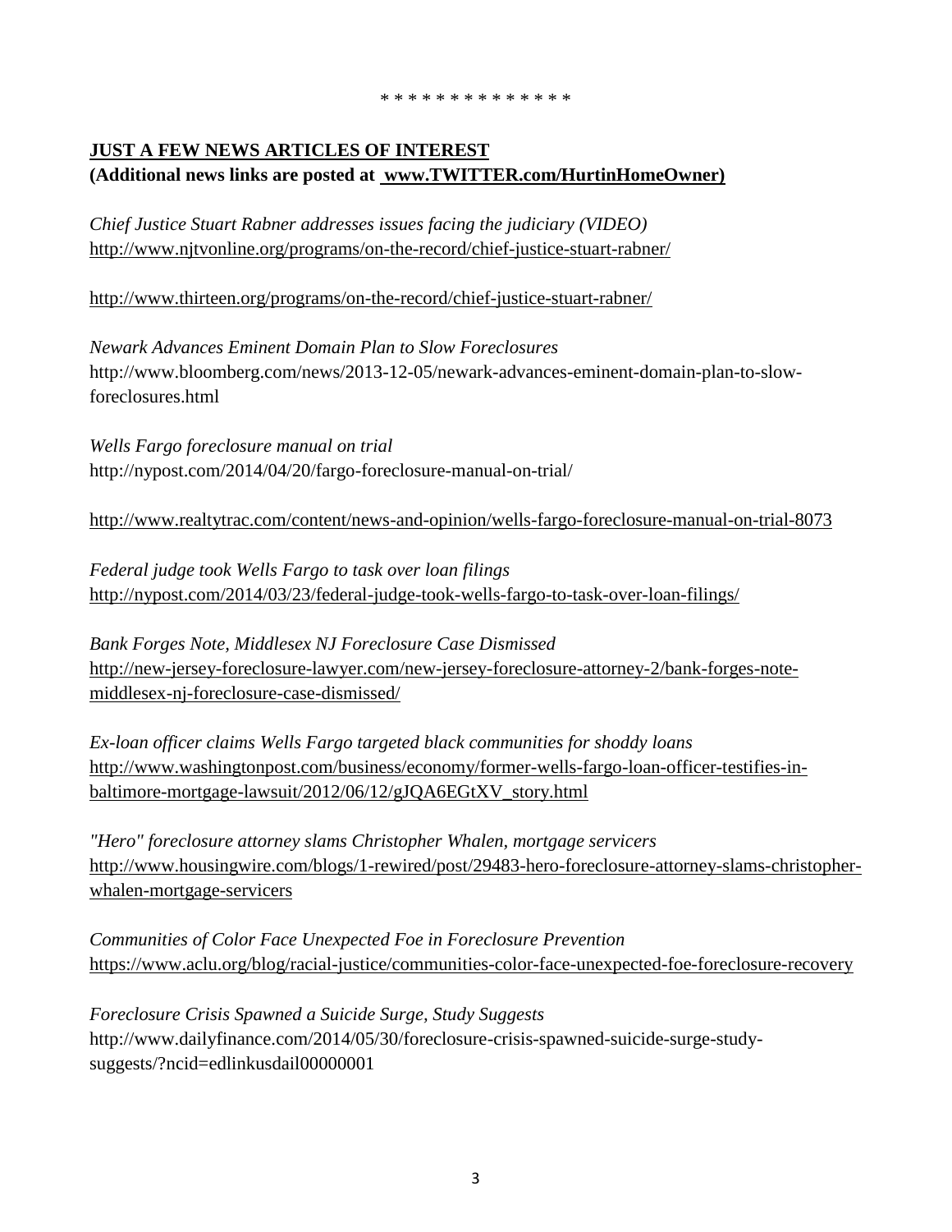\* \* \* \* \* \* \* \* \* \* \* \* \* \*

**JUST A FEW NEWS ARTICLES OF INTEREST**
**(Additional news links are posted at www.TWITTER.com/HurtinHomeOwner)**

*Chief Justice Stuart Rabner addresses issues facing the judiciary (VIDEO)*
http://www.njtvonline.org/programs/on-the-record/chief-justice-stuart-rabner/

http://www.thirteen.org/programs/on-the-record/chief-justice-stuart-rabner/

*Newark Advances Eminent Domain Plan to Slow Foreclosures*
http://www.bloomberg.com/news/2013-12-05/newark-advances-eminent-domain-plan-to-slow-foreclosures.html

*Wells Fargo foreclosure manual on trial*
http://nypost.com/2014/04/20/fargo-foreclosure-manual-on-trial/

http://www.realtytrac.com/content/news-and-opinion/wells-fargo-foreclosure-manual-on-trial-8073

*Federal judge took Wells Fargo to task over loan filings*
http://nypost.com/2014/03/23/federal-judge-took-wells-fargo-to-task-over-loan-filings/

*Bank Forges Note, Middlesex NJ Foreclosure Case Dismissed*
http://new-jersey-foreclosure-lawyer.com/new-jersey-foreclosure-attorney-2/bank-forges-note-middlesex-nj-foreclosure-case-dismissed/

*Ex-loan officer claims Wells Fargo targeted black communities for shoddy loans*
http://www.washingtonpost.com/business/economy/former-wells-fargo-loan-officer-testifies-in-baltimore-mortgage-lawsuit/2012/06/12/gJQA6EGtXV_story.html

*"Hero" foreclosure attorney slams Christopher Whalen, mortgage servicers*
http://www.housingwire.com/blogs/1-rewired/post/29483-hero-foreclosure-attorney-slams-christopher-whalen-mortgage-servicers

*Communities of Color Face Unexpected Foe in Foreclosure Prevention*
https://www.aclu.org/blog/racial-justice/communities-color-face-unexpected-foe-foreclosure-recovery

*Foreclosure Crisis Spawned a Suicide Surge, Study Suggests*
http://www.dailyfinance.com/2014/05/30/foreclosure-crisis-spawned-suicide-surge-study-suggests/?ncid=edlinkusdail00000001